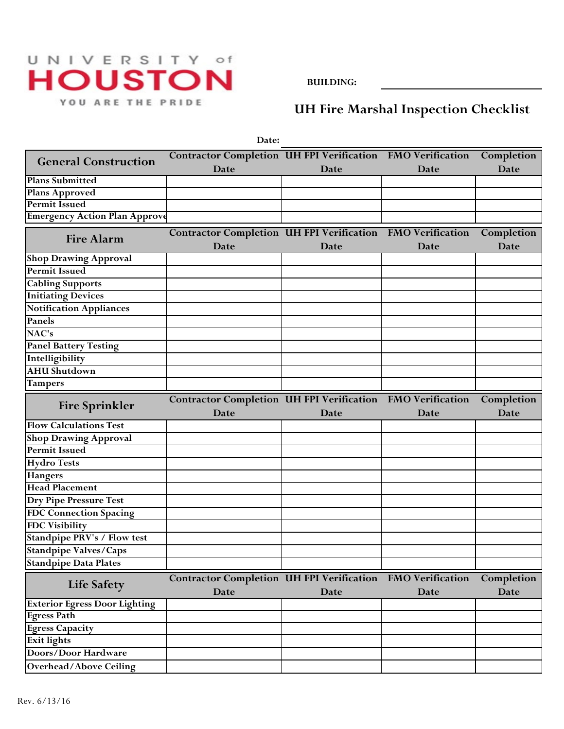UNIVERSITY of HOUSTON

YOU ARE THE PRIDE

**BUILDING:** ____________________

# UH Fire Marshal Inspection Checklist

**Date:** ____________________

| General Construction | Contractor Completion Date | UH FPI Verification Date | FMO Verification Date | Completion Date |
|---|---|---|---|---|
| **Plans Submitted** | | | | |
| **Plans Approved** | | | | |
| **Permit Issued** | | | | |
| **Emergency Action Plan Approve** | | | | |

| Fire Alarm | Contractor Completion Date | UH FPI Verification Date | FMO Verification Date | Completion Date |
|---|---|---|---|---|
| **Shop Drawing Approval** | | | | |
| **Permit Issued** | | | | |
| **Cabling Supports** | | | | |
| **Initiating Devices** | | | | |
| **Notification Appliances** | | | | |
| **Panels** | | | | |
| **NAC's** | | | | |
| **Panel Battery Testing** | | | | |
| **Intelligibility** | | | | |
| **AHU Shutdown** | | | | |
| **Tampers** | | | | |

| Fire Sprinkler | Contractor Completion Date | UH FPI Verification Date | FMO Verification Date | Completion Date |
|---|---|---|---|---|
| **Flow Calculations Test** | | | | |
| **Shop Drawing Approval** | | | | |
| **Permit Issued** | | | | |
| **Hydro Tests** | | | | |
| **Hangers** | | | | |
| **Head Placement** | | | | |
| **Dry Pipe Pressure Test** | | | | |
| **FDC Connection Spacing** | | | | |
| **FDC Visibility** | | | | |
| **Standpipe PRV's / Flow test** | | | | |
| **Standpipe Valves/Caps** | | | | |
| **Standpipe Data Plates** | | | | |

| Life Safety | Contractor Completion Date | UH FPI Verification Date | FMO Verification Date | Completion Date |
|---|---|---|---|---|
| **Exterior Egress Door Lighting** | | | | |
| **Egress Path** | | | | |
| **Egress Capacity** | | | | |
| **Exit lights** | | | | |
| **Doors/Door Hardware** | | | | |
| **Overhead/Above Ceiling** | | | | |

Rev. 6/13/16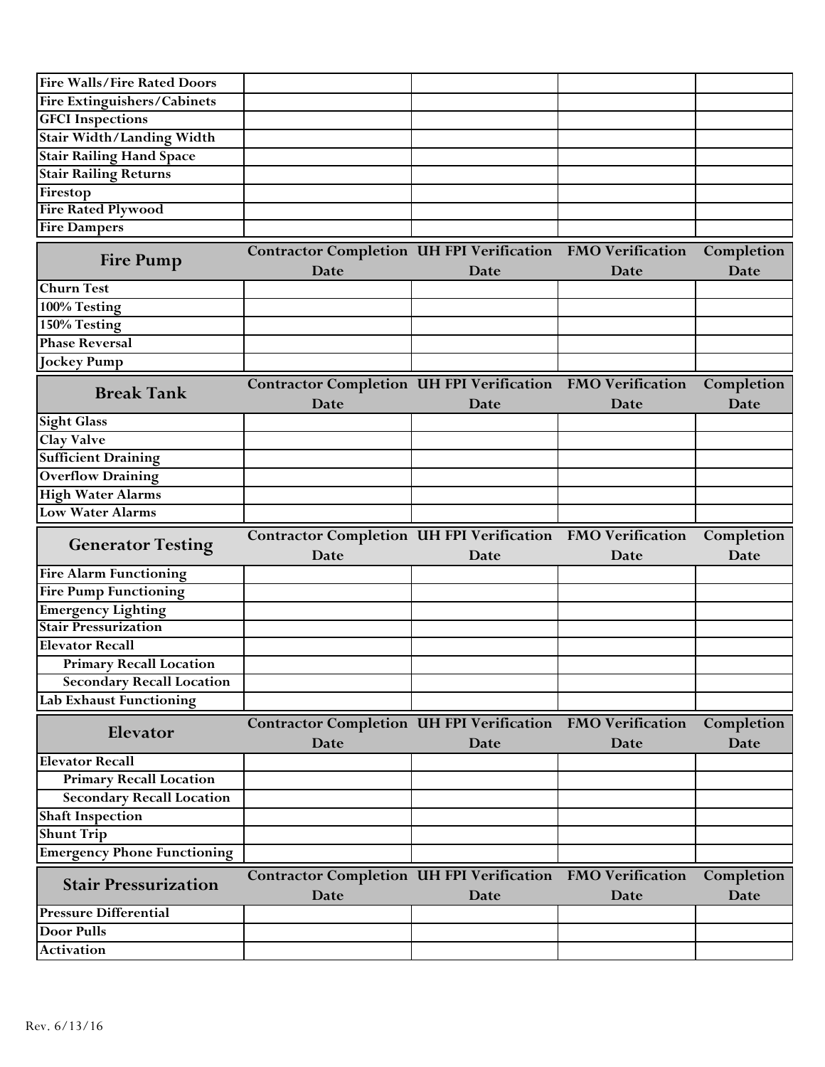| Fire Walls/Fire Rated Doors | | | | |
|---|---|---|---|---|
| Fire Extinguishers/Cabinets | | | | |
| GFCI Inspections | | | | |
| Stair Width/Landing Width | | | | |
| Stair Railing Hand Space | | | | |
| Stair Railing Returns | | | | |
| Firestop | | | | |
| Fire Rated Plywood | | | | |
| Fire Dampers | | | | |

| Fire Pump | Contractor Completion Date | UH FPI Verification Date | FMO Verification Date | Completion Date |
|---|---|---|---|---|
| Churn Test | | | | |
| 100% Testing | | | | |
| 150% Testing | | | | |
| Phase Reversal | | | | |
| Jockey Pump | | | | |

| Break Tank | Contractor Completion Date | UH FPI Verification Date | FMO Verification Date | Completion Date |
|---|---|---|---|---|
| Sight Glass | | | | |
| Clay Valve | | | | |
| Sufficient Draining | | | | |
| Overflow Draining | | | | |
| High Water Alarms | | | | |
| Low Water Alarms | | | | |

| Generator Testing | Contractor Completion Date | UH FPI Verification Date | FMO Verification Date | Completion Date |
|---|---|---|---|---|
| Fire Alarm Functioning | | | | |
| Fire Pump Functioning | | | | |
| Emergency Lighting | | | | |
| Stair Pressurization | | | | |
| Elevator Recall | | | | |
| Primary Recall Location | | | | |
| Secondary Recall Location | | | | |
| Lab Exhaust Functioning | | | | |

| Elevator | Contractor Completion Date | UH FPI Verification Date | FMO Verification Date | Completion Date |
|---|---|---|---|---|
| Elevator Recall | | | | |
| Primary Recall Location | | | | |
| Secondary Recall Location | | | | |
| Shaft Inspection | | | | |
| Shunt Trip | | | | |
| Emergency Phone Functioning | | | | |

| Stair Pressurization | Contractor Completion Date | UH FPI Verification Date | FMO Verification Date | Completion Date |
|---|---|---|---|---|
| Pressure Differential | | | | |
| Door Pulls | | | | |
| Activation | | | | |

Rev. 6/13/16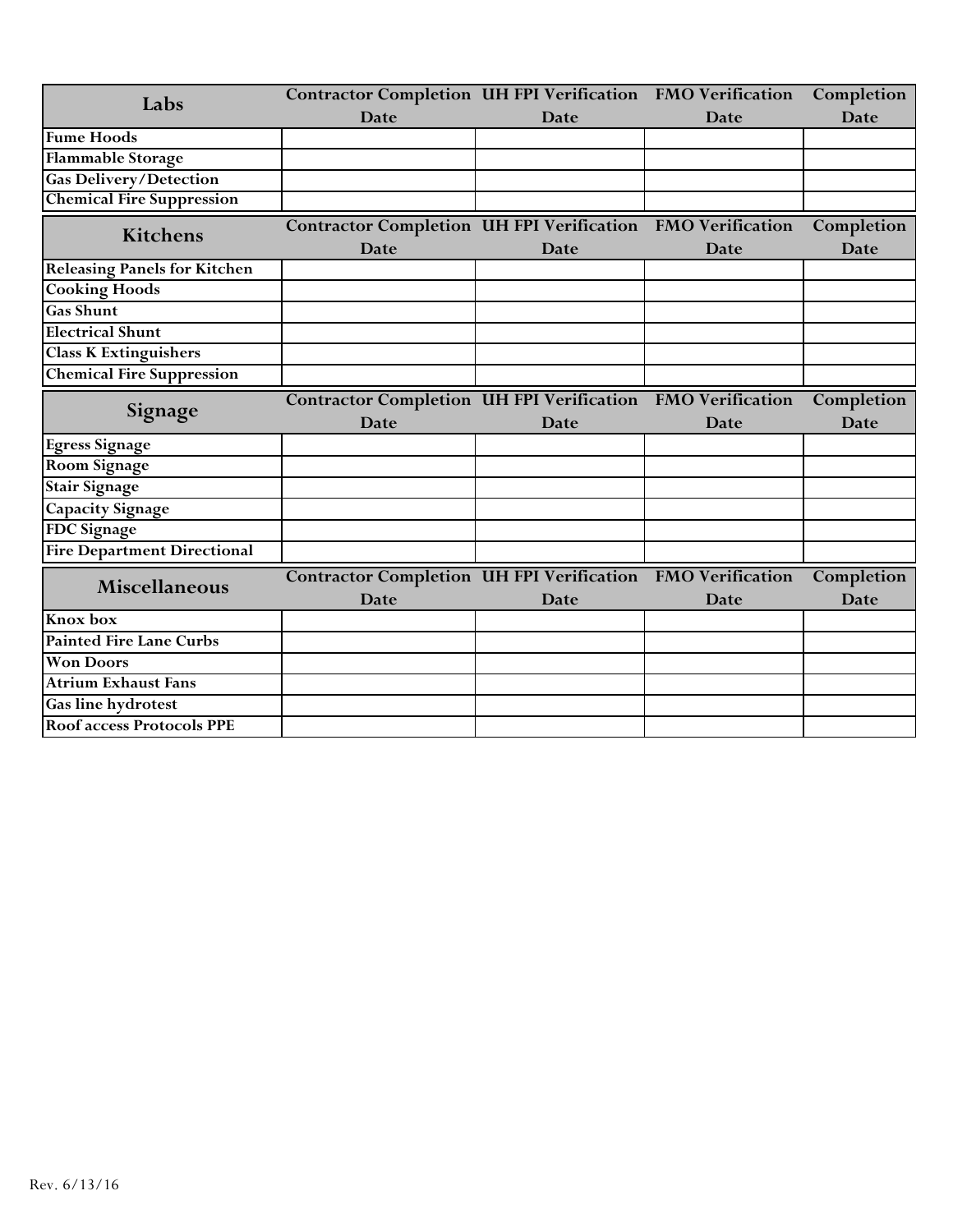| Labs | Contractor Completion Date | UH FPI Verification Date | FMO Verification Date | Completion Date |
|---|---|---|---|---|
| Fume Hoods | | | | |
| Flammable Storage | | | | |
| Gas Delivery/Detection | | | | |
| Chemical Fire Suppression | | | | |

| Kitchens | Contractor Completion Date | UH FPI Verification Date | FMO Verification Date | Completion Date |
|---|---|---|---|---|
| Releasing Panels for Kitchen | | | | |
| Cooking Hoods | | | | |
| Gas Shunt | | | | |
| Electrical Shunt | | | | |
| Class K Extinguishers | | | | |
| Chemical Fire Suppression | | | | |

| Signage | Contractor Completion Date | UH FPI Verification Date | FMO Verification Date | Completion Date |
|---|---|---|---|---|
| Egress Signage | | | | |
| Room Signage | | | | |
| Stair Signage | | | | |
| Capacity Signage | | | | |
| FDC Signage | | | | |
| Fire Department Directional | | | | |

| Miscellaneous | Contractor Completion Date | UH FPI Verification Date | FMO Verification Date | Completion Date |
|---|---|---|---|---|
| Knox box | | | | |
| Painted Fire Lane Curbs | | | | |
| Won Doors | | | | |
| Atrium Exhaust Fans | | | | |
| Gas line hydrotest | | | | |
| Roof access Protocols PPE | | | | |

Rev. 6/13/16